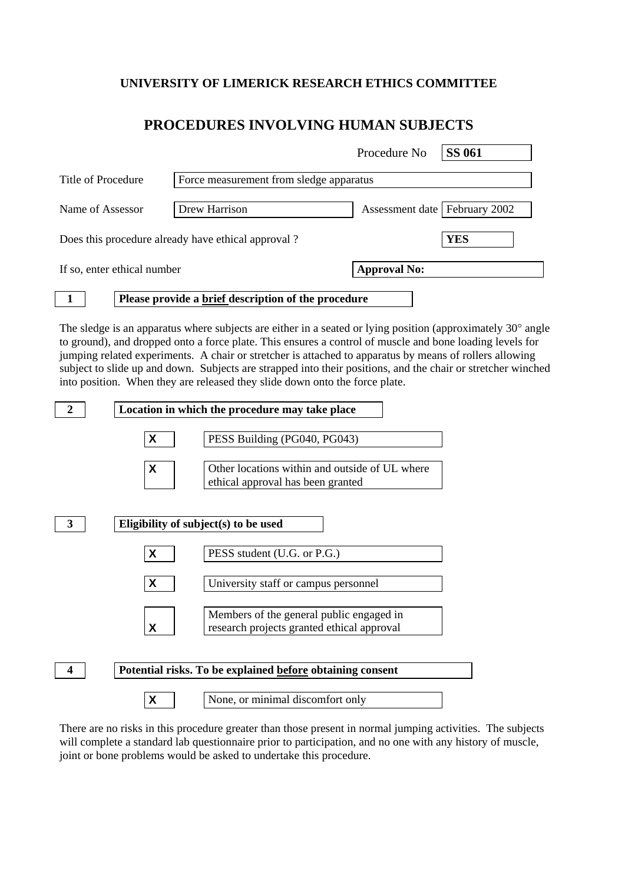# UNIVERSITY OF LIMERICK RESEARCH ETHICS COMMITTEE

## PROCEDURES INVOLVING HUMAN SUBJECTS

Procedure No **SS 061**

Title of Procedure: Force measurement from sledge apparatus

Name of Assessor: Drew Harrison

Assessment date: February 2002

Does this procedure already have ethical approval ? **YES**

If so, enter ethical number: **Approval No:**

### 1 Please provide a brief description of the procedure

The sledge is an apparatus where subjects are either in a seated or lying position (approximately 30° angle to ground), and dropped onto a force plate. This ensures a control of muscle and bone loading levels for jumping related experiments. A chair or stretcher is attached to apparatus by means of rollers allowing subject to slide up and down. Subjects are strapped into their positions, and the chair or stretcher winched into position. When they are released they slide down onto the force plate.

### 2 Location in which the procedure may take place

- X PESS Building (PG040, PG043)
- X Other locations within and outside of UL where ethical approval has been granted

### 3 Eligibility of subject(s) to be used

- X PESS student (U.G. or P.G.)
- X University staff or campus personnel
- X Members of the general public engaged in research projects granted ethical approval

### 4 Potential risks. To be explained before obtaining consent

- X None, or minimal discomfort only

There are no risks in this procedure greater than those present in normal jumping activities. The subjects will complete a standard lab questionnaire prior to participation, and no one with any history of muscle, joint or bone problems would be asked to undertake this procedure.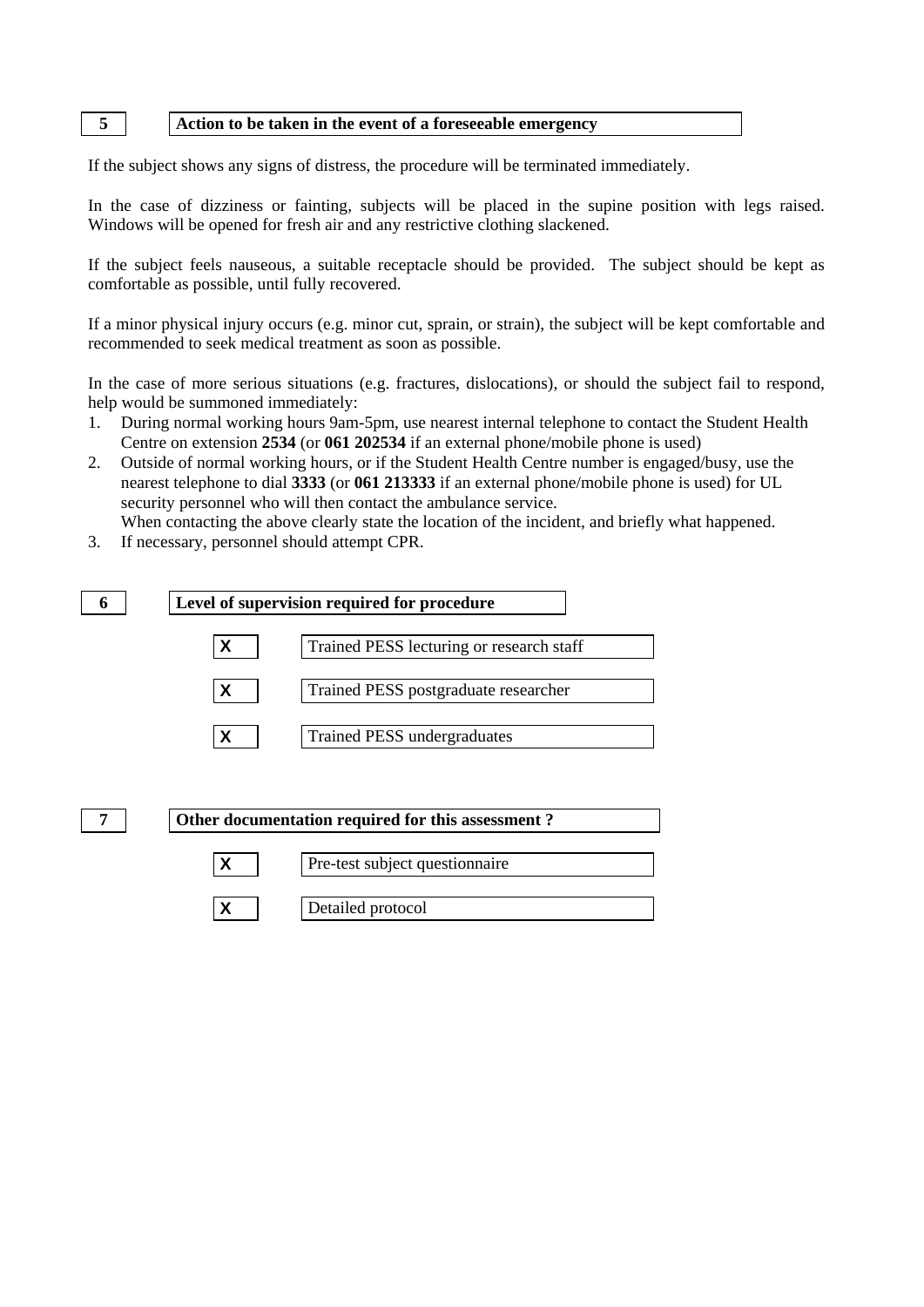## 5 Action to be taken in the event of a foreseeable emergency

If the subject shows any signs of distress, the procedure will be terminated immediately.

In the case of dizziness or fainting, subjects will be placed in the supine position with legs raised. Windows will be opened for fresh air and any restrictive clothing slackened.

If the subject feels nauseous, a suitable receptacle should be provided. The subject should be kept as comfortable as possible, until fully recovered.

If a minor physical injury occurs (e.g. minor cut, sprain, or strain), the subject will be kept comfortable and recommended to seek medical treatment as soon as possible.

In the case of more serious situations (e.g. fractures, dislocations), or should the subject fail to respond, help would be summoned immediately:

1. During normal working hours 9am-5pm, use nearest internal telephone to contact the Student Health Centre on extension **2534** (or **061 202534** if an external phone/mobile phone is used)
2. Outside of normal working hours, or if the Student Health Centre number is engaged/busy, use the nearest telephone to dial **3333** (or **061 213333** if an external phone/mobile phone is used) for UL security personnel who will then contact the ambulance service.
   When contacting the above clearly state the location of the incident, and briefly what happened.
3. If necessary, personnel should attempt CPR.

## 6 Level of supervision required for procedure

| | |
|---|---|
| X | Trained PESS lecturing or research staff |
| X | Trained PESS postgraduate researcher |
| X | Trained PESS undergraduates |

## 7 Other documentation required for this assessment ?

| | |
|---|---|
| X | Pre-test subject questionnaire |
| X | Detailed protocol |